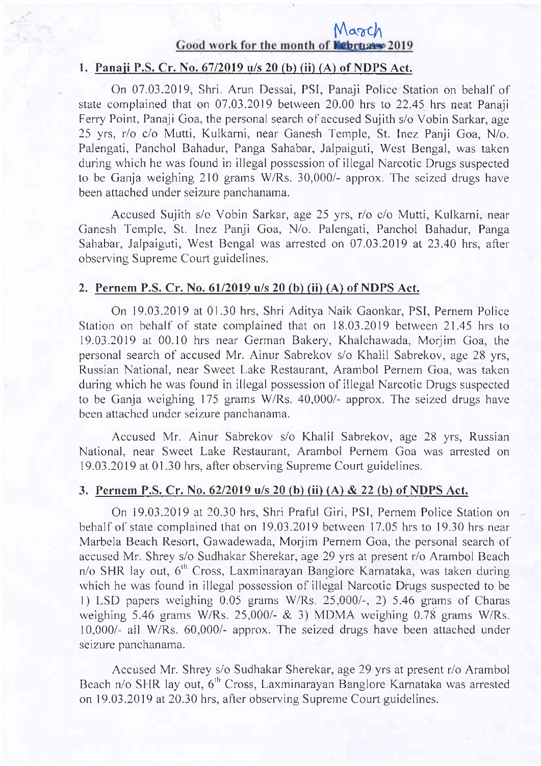## Good work for the month of ~~February~~ March 2019

### 1. Panaji P.S. Cr. No. 67/2019 u/s 20 (b) (ii) (A) of NDPS Act.

On 07.03.2019, Shri. Arun Dessai, PSI, Panaji Police Station on behalf of state complained that on 07.03.2019 between 20.00 hrs to 22.45 hrs neat Panaji Ferry Point, Panaji Goa, the personal search of accused Sujith s/o Vobin Sarkar, age 25 yrs, r/o c/o Mutti, Kulkarni, near Ganesh Temple, St. Inez Panji Goa, N/o. Palengati, Panchol Bahadur, Panga Sahabar, Jalpaiguti, West Bengal, was taken during which he was found in illegal possession of illegal Narcotic Drugs suspected to be Ganja weighing 210 grams W/Rs. 30,000/- approx. The seized drugs have been attached under seizure panchanama.

Accused Sujith s/o Vobin Sarkar, age 25 yrs, r/o c/o Mutti, Kulkarni, near Ganesh Temple, St. Inez Panji Goa, N/o. Palengati, Panchol Bahadur, Panga Sahabar, Jalpaiguti, West Bengal was arrested on 07.03.2019 at 23.40 hrs, after observing Supreme Court guidelines.

### 2. Pernem P.S. Cr. No. 61/2019 u/s 20 (b) (ii) (A) of NDPS Act.

On 19.03.2019 at 01.30 hrs, Shri Aditya Naik Gaonkar, PSI, Pernem Police Station on behalf of state complained that on 18.03.2019 between 21.45 hrs to 19.03.2019 at 00.10 hrs near German Bakery, Khalchawada, Morjim Goa, the personal search of accused Mr. Ainur Sabrekov s/o Khalil Sabrekov, age 28 yrs, Russian National, near Sweet Lake Restaurant, Arambol Pernem Goa, was taken during which he was found in illegal possession of illegal Narcotic Drugs suspected to be Ganja weighing 175 grams W/Rs. 40,000/- approx. The seized drugs have been attached under seizure panchanama.

Accused Mr. Ainur Sabrekov s/o Khalil Sabrekov, age 28 yrs, Russian National, near Sweet Lake Restaurant, Arambol Pernem Goa was arrested on 19.03.2019 at 01.30 hrs, after observing Supreme Court guidelines.

### 3. Pernem P.S. Cr. No. 62/2019 u/s 20 (b) (ii) (A) & 22 (b) of NDPS Act.

On 19.03.2019 at 20.30 hrs, Shri Praful Giri, PSI, Pernem Police Station on behalf of state complained that on 19.03.2019 between 17.05 hrs to 19.30 hrs near Marbela Beach Resort, Gawadewada, Morjim Pernem Goa, the personal search of accused Mr. Shrey s/o Sudhakar Sherekar, age 29 yrs at present r/o Arambol Beach n/o SHR lay out, 6th Cross, Laxminarayan Banglore Karnataka, was taken during which he was found in illegal possession of illegal Narcotic Drugs suspected to be 1) LSD papers weighing 0.05 grams W/Rs. 25,000/-, 2) 5.46 grams of Charas weighing 5.46 grams W/Rs. 25,000/- & 3) MDMA weighing 0.78 grams W/Rs. 10,000/- all W/Rs. 60,000/- approx. The seized drugs have been attached under seizure panchanama.

Accused Mr. Shrey s/o Sudhakar Sherekar, age 29 yrs at present r/o Arambol Beach n/o SHR lay out, 6th Cross, Laxminarayan Banglore Karnataka was arrested on 19.03.2019 at 20.30 hrs, after observing Supreme Court guidelines.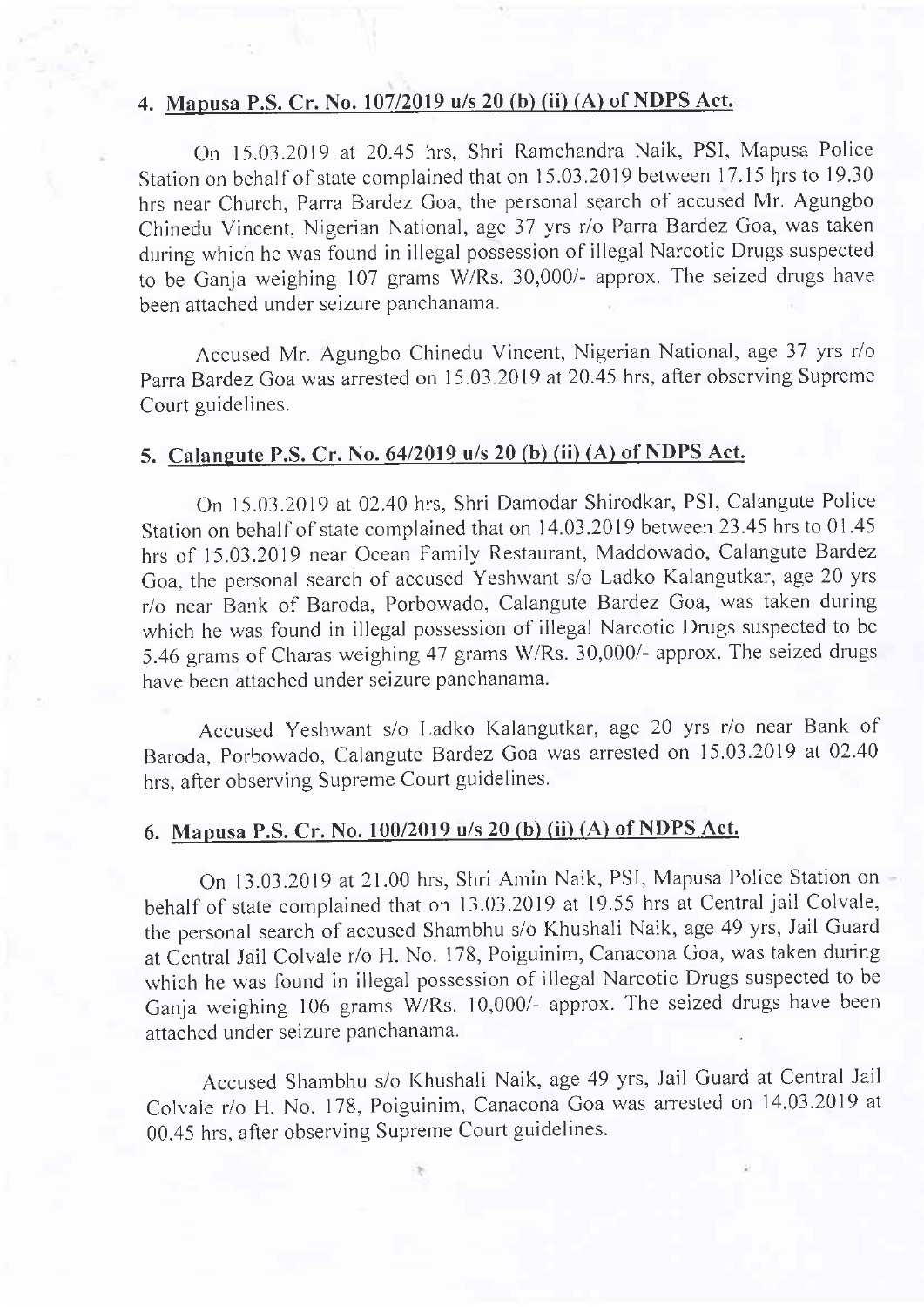### 4. Mapusa P.S. Cr. No. 107/2019 u/s 20 (b) (ii) (A) of NDPS Act.

On 15.03.2019 at 20.45 hrs, Shri Ramchandra Naik, PSI, Mapusa Police Station on behalf of state complained that on 15.03.2019 between 17.15 hrs to 19.30 hrs near Church, Parra Bardez Goa, the personal search of accused Mr. Agungbo Chinedu Vincent, Nigerian National, age 37 yrs r/o Parra Bardez Goa, was taken during which he was found in illegal possession of illegal Narcotic Drugs suspected to be Ganja weighing 107 grams W/Rs. 30,000/- approx. The seized drugs have been attached under seizure panchanama.

Accused Mr. Agungbo Chinedu Vincent, Nigerian National, age 37 yrs r/o Parra Bardez Goa was arrested on 15.03.2019 at 20.45 hrs, after observing Supreme Court guidelines.

### 5. Calangute P.S. Cr. No. 64/2019 u/s 20 (b) (ii) (A) of NDPS Act.

On 15.03.2019 at 02.40 hrs, Shri Damodar Shirodkar, PSI, Calangute Police Station on behalf of state complained that on 14.03.2019 between 23.45 hrs to 01.45 hrs of 15.03.2019 near Ocean Family Restaurant, Maddowado, Calangute Bardez Goa, the personal search of accused Yeshwant s/o Ladko Kalangutkar, age 20 yrs r/o near Bank of Baroda, Porbowado, Calangute Bardez Goa, was taken during which he was found in illegal possession of illegal Narcotic Drugs suspected to be 5.46 grams of Charas weighing 47 grams W/Rs. 30,000/- approx. The seized drugs have been attached under seizure panchanama.

Accused Yeshwant s/o Ladko Kalangutkar, age 20 yrs r/o near Bank of Baroda, Porbowado, Calangute Bardez Goa was arrested on 15.03.2019 at 02.40 hrs, after observing Supreme Court guidelines.

### 6. Mapusa P.S. Cr. No. 100/2019 u/s 20 (b) (ii) (A) of NDPS Act.

On 13.03.2019 at 21.00 hrs, Shri Amin Naik, PSI, Mapusa Police Station on behalf of state complained that on 13.03.2019 at 19.55 hrs at Central jail Colvale, the personal search of accused Shambhu s/o Khushali Naik, age 49 yrs, Jail Guard at Central Jail Colvale r/o H. No. 178, Poiguinim, Canacona Goa, was taken during which he was found in illegal possession of illegal Narcotic Drugs suspected to be Ganja weighing 106 grams W/Rs. 10,000/- approx. The seized drugs have been attached under seizure panchanama.

Accused Shambhu s/o Khushali Naik, age 49 yrs, Jail Guard at Central Jail Colvale r/o H. No. 178, Poiguinim, Canacona Goa was arrested on 14.03.2019 at 00.45 hrs, after observing Supreme Court guidelines.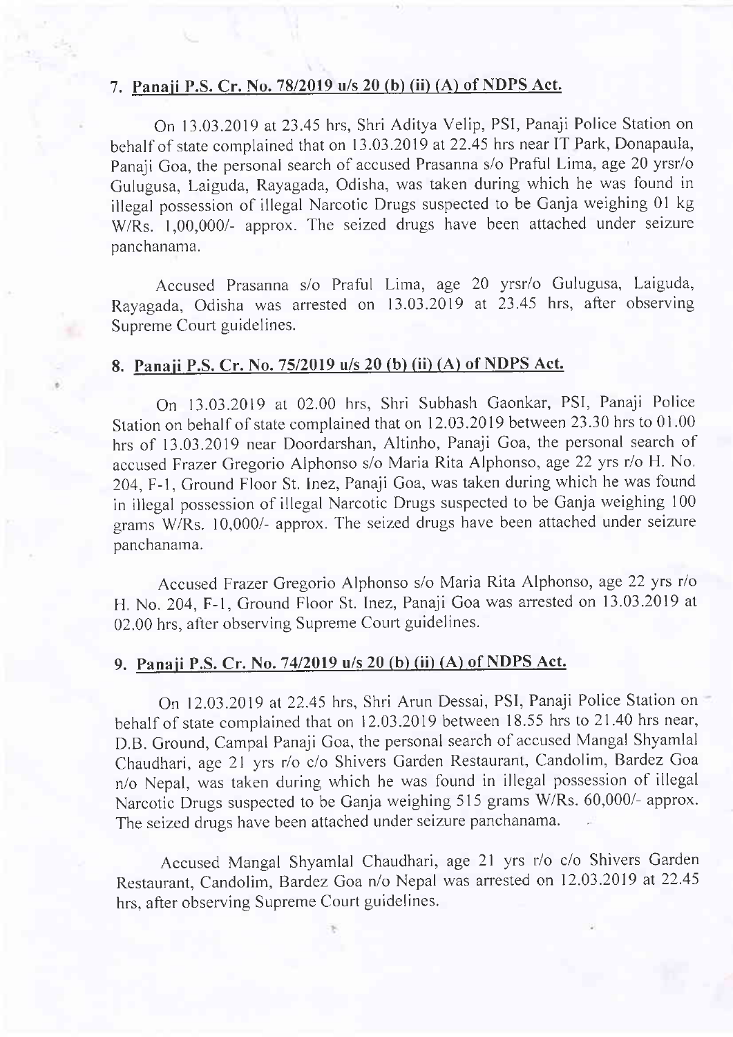## 7. Panaji P.S. Cr. No. 78/2019 u/s 20 (b) (ii) (A) of NDPS Act.

On 13.03.2019 at 23.45 hrs, Shri Aditya Velip, PSI, Panaji Police Station on behalf of state complained that on 13.03.2019 at 22.45 hrs near IT Park, Donapaula, Panaji Goa, the personal search of accused Prasanna s/o Praful Lima, age 20 yrsr/o Gulugusa, Laiguda, Rayagada, Odisha, was taken during which he was found in illegal possession of illegal Narcotic Drugs suspected to be Ganja weighing 01 kg W/Rs. 1,00,000/- approx. The seized drugs have been attached under seizure panchanama.

Accused Prasanna s/o Praful Lima, age 20 yrsr/o Gulugusa, Laiguda, Rayagada, Odisha was arrested on 13.03.2019 at 23.45 hrs, after observing Supreme Court guidelines.

## 8. Panaji P.S. Cr. No. 75/2019 u/s 20 (b) (ii) (A) of NDPS Act.

On 13.03.2019 at 02.00 hrs, Shri Subhash Gaonkar, PSI, Panaji Police Station on behalf of state complained that on 12.03.2019 between 23.30 hrs to 01.00 hrs of 13.03.2019 near Doordarshan, Altinho, Panaji Goa, the personal search of accused Frazer Gregorio Alphonso s/o Maria Rita Alphonso, age 22 yrs r/o H. No. 204, F-1, Ground Floor St. Inez, Panaji Goa, was taken during which he was found in illegal possession of illegal Narcotic Drugs suspected to be Ganja weighing 100 grams W/Rs. 10,000/- approx. The seized drugs have been attached under seizure panchanama.

Accused Frazer Gregorio Alphonso s/o Maria Rita Alphonso, age 22 yrs r/o H. No. 204, F-1, Ground Floor St. Inez, Panaji Goa was arrested on 13.03.2019 at 02.00 hrs, after observing Supreme Court guidelines.

## 9. Panaji P.S. Cr. No. 74/2019 u/s 20 (b) (ii) (A) of NDPS Act.

On 12.03.2019 at 22.45 hrs, Shri Arun Dessai, PSI, Panaji Police Station on behalf of state complained that on 12.03.2019 between 18.55 hrs to 21.40 hrs near, D.B. Ground, Campal Panaji Goa, the personal search of accused Mangal Shyamlal Chaudhari, age 21 yrs r/o c/o Shivers Garden Restaurant, Candolim, Bardez Goa n/o Nepal, was taken during which he was found in illegal possession of illegal Narcotic Drugs suspected to be Ganja weighing 515 grams W/Rs. 60,000/- approx. The seized drugs have been attached under seizure panchanama.

Accused Mangal Shyamlal Chaudhari, age 21 yrs r/o c/o Shivers Garden Restaurant, Candolim, Bardez Goa n/o Nepal was arrested on 12.03.2019 at 22.45 hrs, after observing Supreme Court guidelines.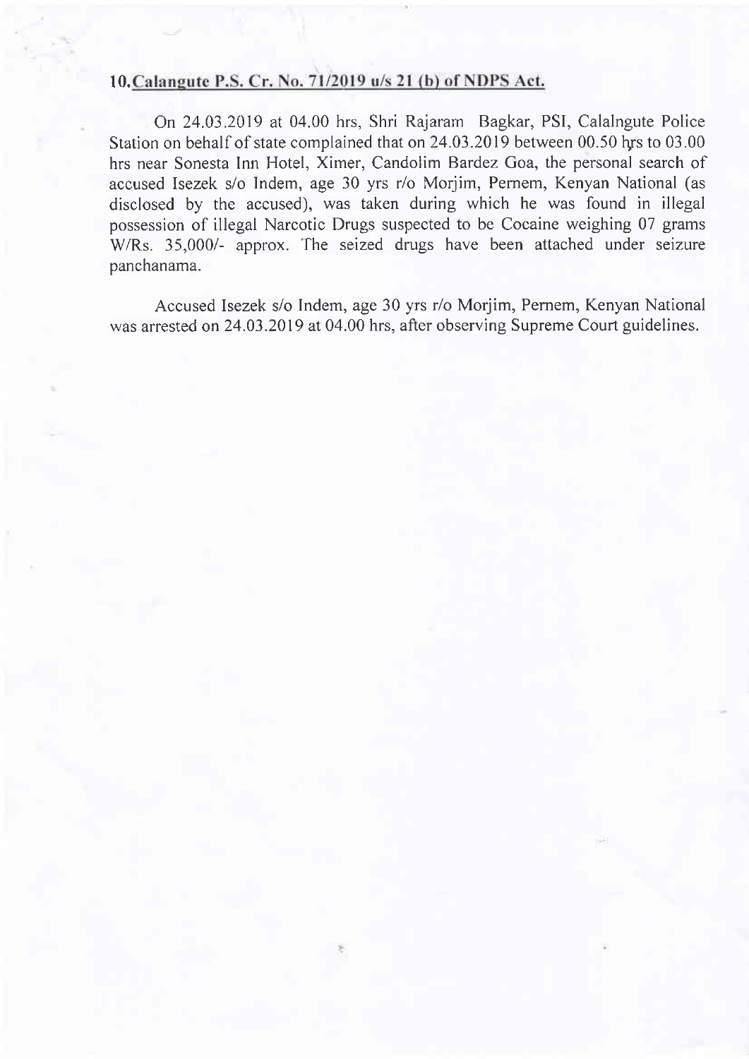**10.Calangute P.S. Cr. No. 71/2019 u/s 21 (b) of NDPS Act.**

On 24.03.2019 at 04.00 hrs, Shri Rajaram Bagkar, PSI, Calalngute Police Station on behalf of state complained that on 24.03.2019 between 00.50 hrs to 03.00 hrs near Sonesta Inn Hotel, Ximer, Candolim Bardez Goa, the personal search of accused Isezek s/o Indem, age 30 yrs r/o Morjim, Pernem, Kenyan National (as disclosed by the accused), was taken during which he was found in illegal possession of illegal Narcotic Drugs suspected to be Cocaine weighing 07 grams W/Rs. 35,000/- approx. The seized drugs have been attached under seizure panchanama.

Accused Isezek s/o Indem, age 30 yrs r/o Morjim, Pernem, Kenyan National was arrested on 24.03.2019 at 04.00 hrs, after observing Supreme Court guidelines.